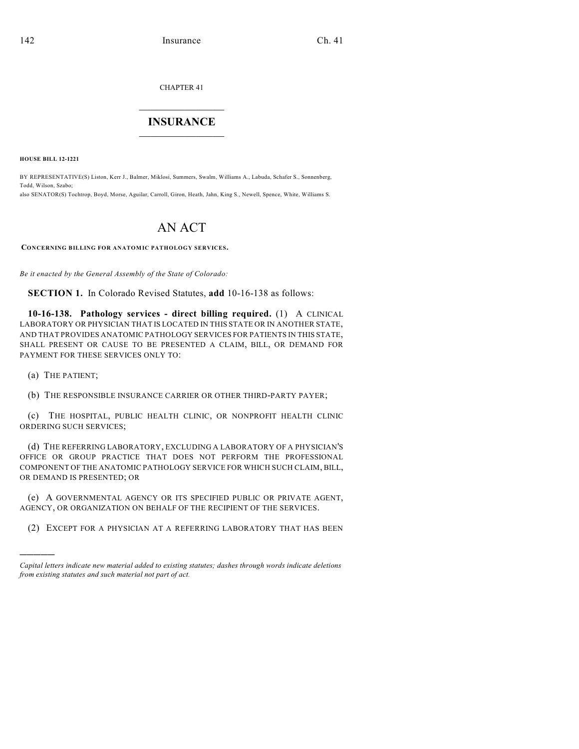CHAPTER 41

# INSURANCE

**HOUSE BILL 12-1221**

BY REPRESENTATIVE(S) Liston, Kerr J., Balmer, Miklosi, Summers, Swalm, Williams A., Labuda, Schafer S., Sonnenberg, Todd, Wilson, Szabo;
also SENATOR(S) Tochtrop, Boyd, Morse, Aguilar, Carroll, Giron, Heath, Jahn, King S., Newell, Spence, White, Williams S.

# AN ACT

**CONCERNING BILLING FOR ANATOMIC PATHOLOGY SERVICES.**

*Be it enacted by the General Assembly of the State of Colorado:*

**SECTION 1.** In Colorado Revised Statutes, **add** 10-16-138 as follows:

**10-16-138. Pathology services - direct billing required.** (1) A CLINICAL LABORATORY OR PHYSICIAN THAT IS LOCATED IN THIS STATE OR IN ANOTHER STATE, AND THAT PROVIDES ANATOMIC PATHOLOGY SERVICES FOR PATIENTS IN THIS STATE, SHALL PRESENT OR CAUSE TO BE PRESENTED A CLAIM, BILL, OR DEMAND FOR PAYMENT FOR THESE SERVICES ONLY TO:

(a) THE PATIENT;

(b) THE RESPONSIBLE INSURANCE CARRIER OR OTHER THIRD-PARTY PAYER;

(c) THE HOSPITAL, PUBLIC HEALTH CLINIC, OR NONPROFIT HEALTH CLINIC ORDERING SUCH SERVICES;

(d) THE REFERRING LABORATORY, EXCLUDING A LABORATORY OF A PHYSICIAN'S OFFICE OR GROUP PRACTICE THAT DOES NOT PERFORM THE PROFESSIONAL COMPONENT OF THE ANATOMIC PATHOLOGY SERVICE FOR WHICH SUCH CLAIM, BILL, OR DEMAND IS PRESENTED; OR

(e) A GOVERNMENTAL AGENCY OR ITS SPECIFIED PUBLIC OR PRIVATE AGENT, AGENCY, OR ORGANIZATION ON BEHALF OF THE RECIPIENT OF THE SERVICES.

(2) EXCEPT FOR A PHYSICIAN AT A REFERRING LABORATORY THAT HAS BEEN

---

*Capital letters indicate new material added to existing statutes; dashes through words indicate deletions from existing statutes and such material not part of act.*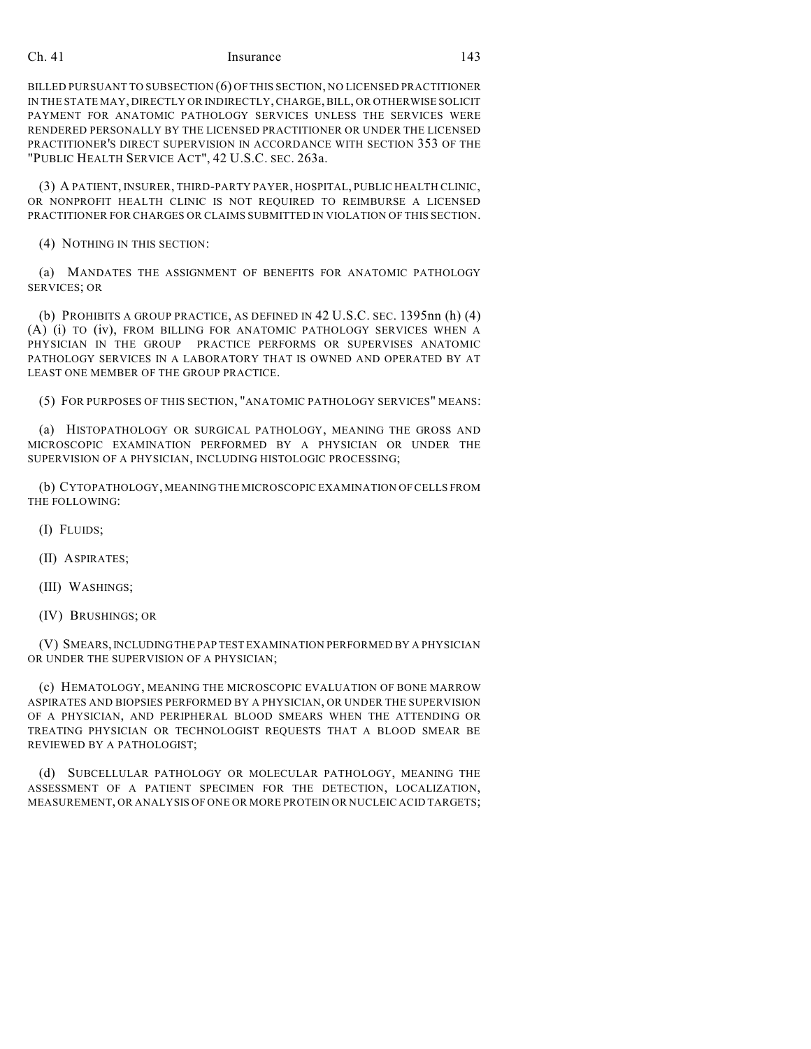BILLED PURSUANT TO SUBSECTION (6) OF THIS SECTION, NO LICENSED PRACTITIONER IN THE STATE MAY, DIRECTLY OR INDIRECTLY, CHARGE, BILL, OR OTHERWISE SOLICIT PAYMENT FOR ANATOMIC PATHOLOGY SERVICES UNLESS THE SERVICES WERE RENDERED PERSONALLY BY THE LICENSED PRACTITIONER OR UNDER THE LICENSED PRACTITIONER'S DIRECT SUPERVISION IN ACCORDANCE WITH SECTION 353 OF THE "PUBLIC HEALTH SERVICE ACT", 42 U.S.C. SEC. 263a.

(3) A PATIENT, INSURER, THIRD-PARTY PAYER, HOSPITAL, PUBLIC HEALTH CLINIC, OR NONPROFIT HEALTH CLINIC IS NOT REQUIRED TO REIMBURSE A LICENSED PRACTITIONER FOR CHARGES OR CLAIMS SUBMITTED IN VIOLATION OF THIS SECTION.

(4) NOTHING IN THIS SECTION:

(a) MANDATES THE ASSIGNMENT OF BENEFITS FOR ANATOMIC PATHOLOGY SERVICES; OR

(b) PROHIBITS A GROUP PRACTICE, AS DEFINED IN 42 U.S.C. SEC. 1395nn (h) (4) (A) (i) TO (iv), FROM BILLING FOR ANATOMIC PATHOLOGY SERVICES WHEN A PHYSICIAN IN THE GROUP PRACTICE PERFORMS OR SUPERVISES ANATOMIC PATHOLOGY SERVICES IN A LABORATORY THAT IS OWNED AND OPERATED BY AT LEAST ONE MEMBER OF THE GROUP PRACTICE.

(5) FOR PURPOSES OF THIS SECTION, "ANATOMIC PATHOLOGY SERVICES" MEANS:

(a) HISTOPATHOLOGY OR SURGICAL PATHOLOGY, MEANING THE GROSS AND MICROSCOPIC EXAMINATION PERFORMED BY A PHYSICIAN OR UNDER THE SUPERVISION OF A PHYSICIAN, INCLUDING HISTOLOGIC PROCESSING;

(b) CYTOPATHOLOGY, MEANING THE MICROSCOPIC EXAMINATION OF CELLS FROM THE FOLLOWING:

(I) FLUIDS;

(II) ASPIRATES;

(III) WASHINGS;

(IV) BRUSHINGS; OR

(V) SMEARS, INCLUDING THE PAP TEST EXAMINATION PERFORMED BY A PHYSICIAN OR UNDER THE SUPERVISION OF A PHYSICIAN;

(c) HEMATOLOGY, MEANING THE MICROSCOPIC EVALUATION OF BONE MARROW ASPIRATES AND BIOPSIES PERFORMED BY A PHYSICIAN, OR UNDER THE SUPERVISION OF A PHYSICIAN, AND PERIPHERAL BLOOD SMEARS WHEN THE ATTENDING OR TREATING PHYSICIAN OR TECHNOLOGIST REQUESTS THAT A BLOOD SMEAR BE REVIEWED BY A PATHOLOGIST;

(d) SUBCELLULAR PATHOLOGY OR MOLECULAR PATHOLOGY, MEANING THE ASSESSMENT OF A PATIENT SPECIMEN FOR THE DETECTION, LOCALIZATION, MEASUREMENT, OR ANALYSIS OF ONE OR MORE PROTEIN OR NUCLEIC ACID TARGETS;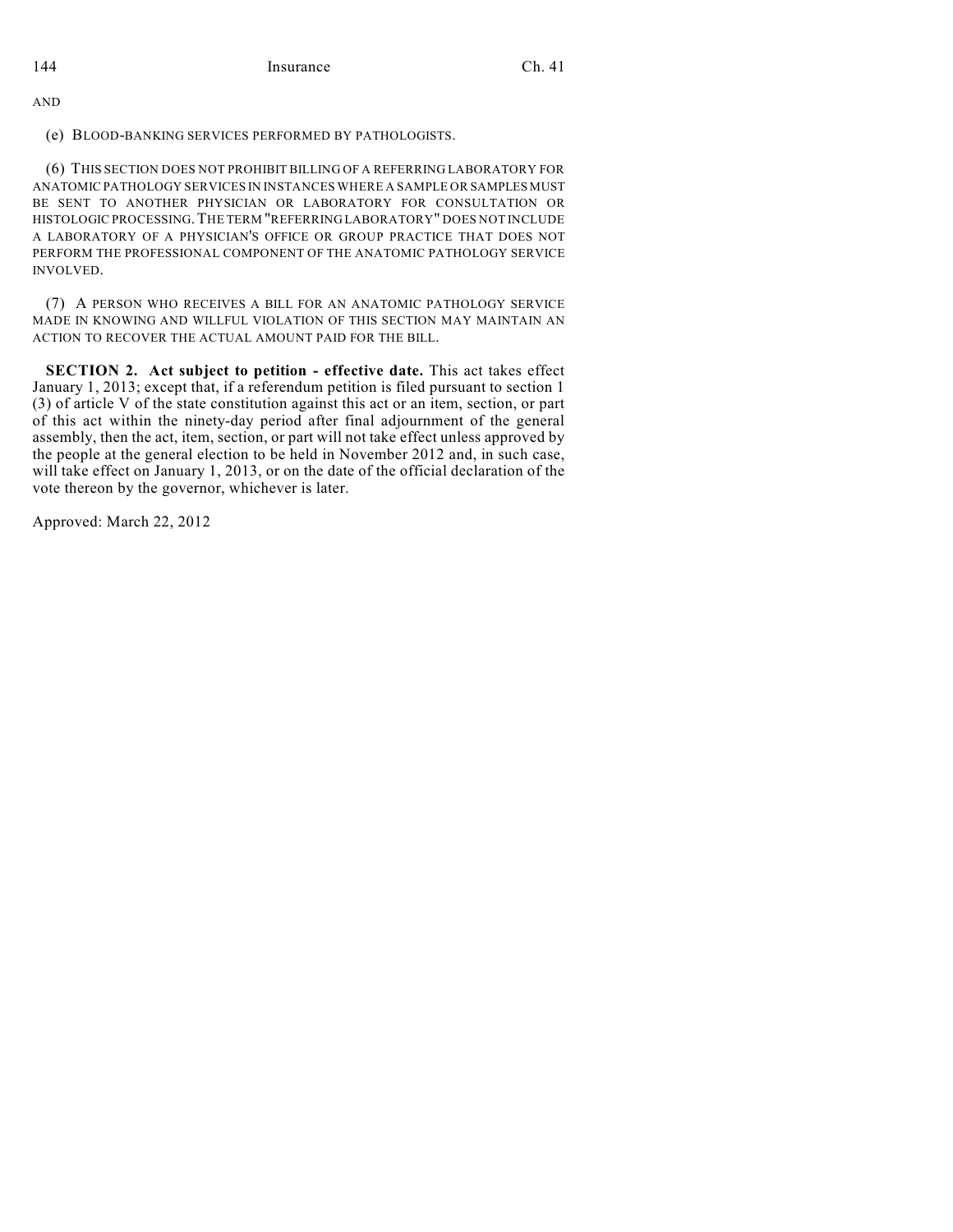AND

(e) BLOOD-BANKING SERVICES PERFORMED BY PATHOLOGISTS.

(6) THIS SECTION DOES NOT PROHIBIT BILLING OF A REFERRING LABORATORY FOR ANATOMIC PATHOLOGY SERVICES IN INSTANCES WHERE A SAMPLE OR SAMPLES MUST BE SENT TO ANOTHER PHYSICIAN OR LABORATORY FOR CONSULTATION OR HISTOLOGIC PROCESSING. THE TERM "REFERRING LABORATORY" DOES NOT INCLUDE A LABORATORY OF A PHYSICIAN'S OFFICE OR GROUP PRACTICE THAT DOES NOT PERFORM THE PROFESSIONAL COMPONENT OF THE ANATOMIC PATHOLOGY SERVICE INVOLVED.

(7) A PERSON WHO RECEIVES A BILL FOR AN ANATOMIC PATHOLOGY SERVICE MADE IN KNOWING AND WILLFUL VIOLATION OF THIS SECTION MAY MAINTAIN AN ACTION TO RECOVER THE ACTUAL AMOUNT PAID FOR THE BILL.

**SECTION 2. Act subject to petition - effective date.** This act takes effect January 1, 2013; except that, if a referendum petition is filed pursuant to section 1 (3) of article V of the state constitution against this act or an item, section, or part of this act within the ninety-day period after final adjournment of the general assembly, then the act, item, section, or part will not take effect unless approved by the people at the general election to be held in November 2012 and, in such case, will take effect on January 1, 2013, or on the date of the official declaration of the vote thereon by the governor, whichever is later.

Approved: March 22, 2012